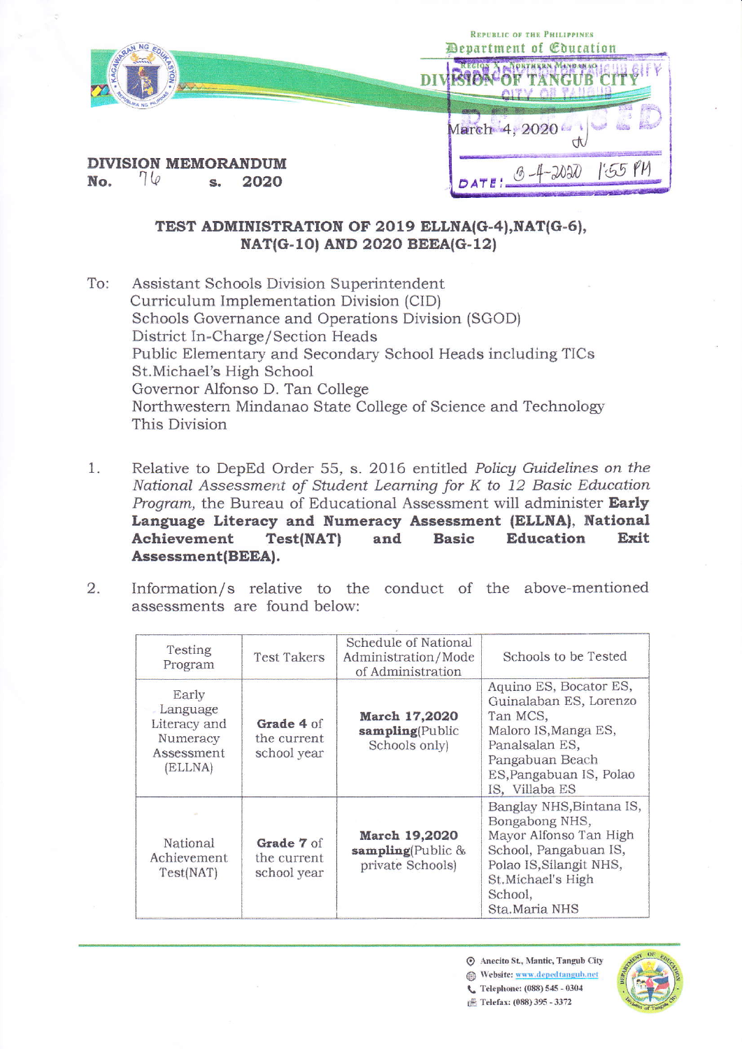Republic of the Philippines
Department of Education
REGION X - NORTHERN MINDANAO
DIVISION OF TANGUB CITY

March 4, 2020

**DIVISION MEMORANDUM**
**No. 76 s. 2020**

**TEST ADMINISTRATION OF 2019 ELLNA(G-4),NAT(G-6), NAT(G-10) AND 2020 BEEA(G-12)**

To: Assistant Schools Division Superintendent
Curriculum Implementation Division (CID)
Schools Governance and Operations Division (SGOD)
District In-Charge/Section Heads
Public Elementary and Secondary School Heads including TICs
St.Michael's High School
Governor Alfonso D. Tan College
Northwestern Mindanao State College of Science and Technology
This Division

1. Relative to DepEd Order 55, s. 2016 entitled *Policy Guidelines on the National Assessment of Student Learning for K to 12 Basic Education Program,* the Bureau of Educational Assessment will administer **Early Language Literacy and Numeracy Assessment (ELLNA), National Achievement Test(NAT) and Basic Education Exit Assessment(BEEA).**

2. Information/s relative to the conduct of the above-mentioned assessments are found below:

| Testing Program | Test Takers | Schedule of National Administration/Mode of Administration | Schools to be Tested |
|---|---|---|---|
| Early Language Literacy and Numeracy Assessment (ELLNA) | **Grade 4** of the current school year | **March 17,2020 sampling**(Public Schools only) | Aquino ES, Bocator ES, Guinalaban ES, Lorenzo Tan MCS, Maloro IS,Manga ES, Panalsalan ES, Pangabuan Beach ES,Pangabuan IS, Polao IS, Villaba ES |
| National Achievement Test(NAT) | **Grade 7** of the current school year | **March 19,2020 sampling**(Public & private Schools) | Banglay NHS,Bintana IS, Bongabong NHS, Mayor Alfonso Tan High School, Pangabuan IS, Polao IS,Silangit NHS, St.Michael's High School, Sta.Maria NHS |

Anecito St., Mantic, Tangub City
Website: www.depedtangub.net
Telephone: (088) 545 - 0304
Telefax: (088) 395 - 3372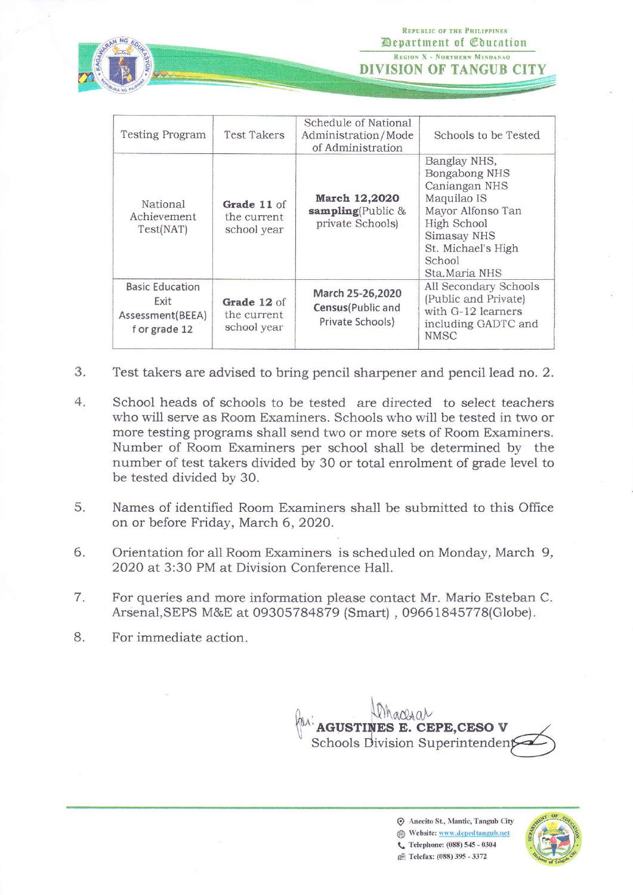| Testing Program | Test Takers | Schedule of National Administration/Mode of Administration | Schools to be Tested |
|---|---|---|---|
| National Achievement Test(NAT) | **Grade 11** of the current school year | **March 12,2020** **sampling**(Public & private Schools) | Banglay NHS, Bongabong NHS Caniangan NHS Maquilao IS Mayor Alfonso Tan High School Simasay NHS St. Michael's High School Sta.Maria NHS |
| Basic Education Exit Assessment(BEEA) for grade 12 | **Grade 12** of the current school year | March 25-26,2020 Census(Public and Private Schools) | All Secondary Schools (Public and Private) with G-12 learners including GADTC and NMSC |

3. Test takers are advised to bring pencil sharpener and pencil lead no. 2.

4. School heads of schools to be tested are directed to select teachers who will serve as Room Examiners. Schools who will be tested in two or more testing programs shall send two or more sets of Room Examiners. Number of Room Examiners per school shall be determined by the number of test takers divided by 30 or total enrolment of grade level to be tested divided by 30.

5. Names of identified Room Examiners shall be submitted to this Office on or before Friday, March 6, 2020.

6. Orientation for all Room Examiners is scheduled on Monday, March 9, 2020 at 3:30 PM at Division Conference Hall.

7. For queries and more information please contact Mr. Mario Esteban C. Arsenal,SEPS M&E at 09305784879 (Smart) , 09661845778(Globe).

8. For immediate action.

For: **AGUSTINES E. CEPE,CESO V**
Schools Division Superintendent